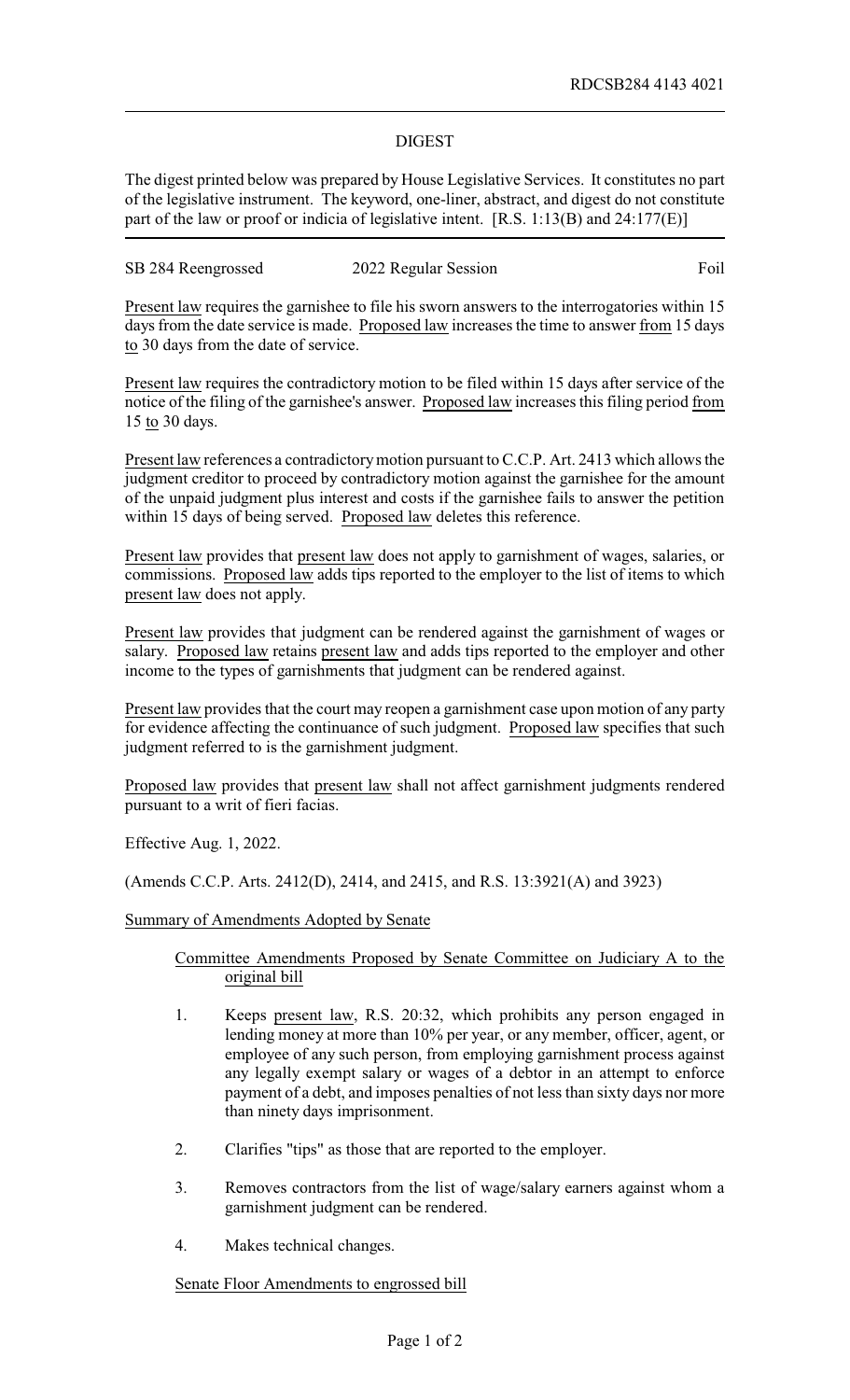RDCSB284 4143 4021

## DIGEST

The digest printed below was prepared by House Legislative Services. It constitutes no part of the legislative instrument. The keyword, one-liner, abstract, and digest do not constitute part of the law or proof or indicia of legislative intent. [R.S. 1:13(B) and 24:177(E)]

SB 284 Reengrossed 2022 Regular Session Foil

Present law requires the garnishee to file his sworn answers to the interrogatories within 15 days from the date service is made. Proposed law increases the time to answer from 15 days to 30 days from the date of service.

Present law requires the contradictory motion to be filed within 15 days after service of the notice of the filing of the garnishee's answer. Proposed law increases this filing period from 15 to 30 days.

Present law references a contradictory motion pursuant to C.C.P. Art. 2413 which allows the judgment creditor to proceed by contradictory motion against the garnishee for the amount of the unpaid judgment plus interest and costs if the garnishee fails to answer the petition within 15 days of being served. Proposed law deletes this reference.

Present law provides that present law does not apply to garnishment of wages, salaries, or commissions. Proposed law adds tips reported to the employer to the list of items to which present law does not apply.

Present law provides that judgment can be rendered against the garnishment of wages or salary. Proposed law retains present law and adds tips reported to the employer and other income to the types of garnishments that judgment can be rendered against.

Present law provides that the court may reopen a garnishment case upon motion of any party for evidence affecting the continuance of such judgment. Proposed law specifies that such judgment referred to is the garnishment judgment.

Proposed law provides that present law shall not affect garnishment judgments rendered pursuant to a writ of fieri facias.

Effective Aug. 1, 2022.

(Amends C.C.P. Arts. 2412(D), 2414, and 2415, and R.S. 13:3921(A) and 3923)

Summary of Amendments Adopted by Senate

Committee Amendments Proposed by Senate Committee on Judiciary A to the original bill

1. Keeps present law, R.S. 20:32, which prohibits any person engaged in lending money at more than 10% per year, or any member, officer, agent, or employee of any such person, from employing garnishment process against any legally exempt salary or wages of a debtor in an attempt to enforce payment of a debt, and imposes penalties of not less than sixty days nor more than ninety days imprisonment.
2. Clarifies "tips" as those that are reported to the employer.
3. Removes contractors from the list of wage/salary earners against whom a garnishment judgment can be rendered.
4. Makes technical changes.

Senate Floor Amendments to engrossed bill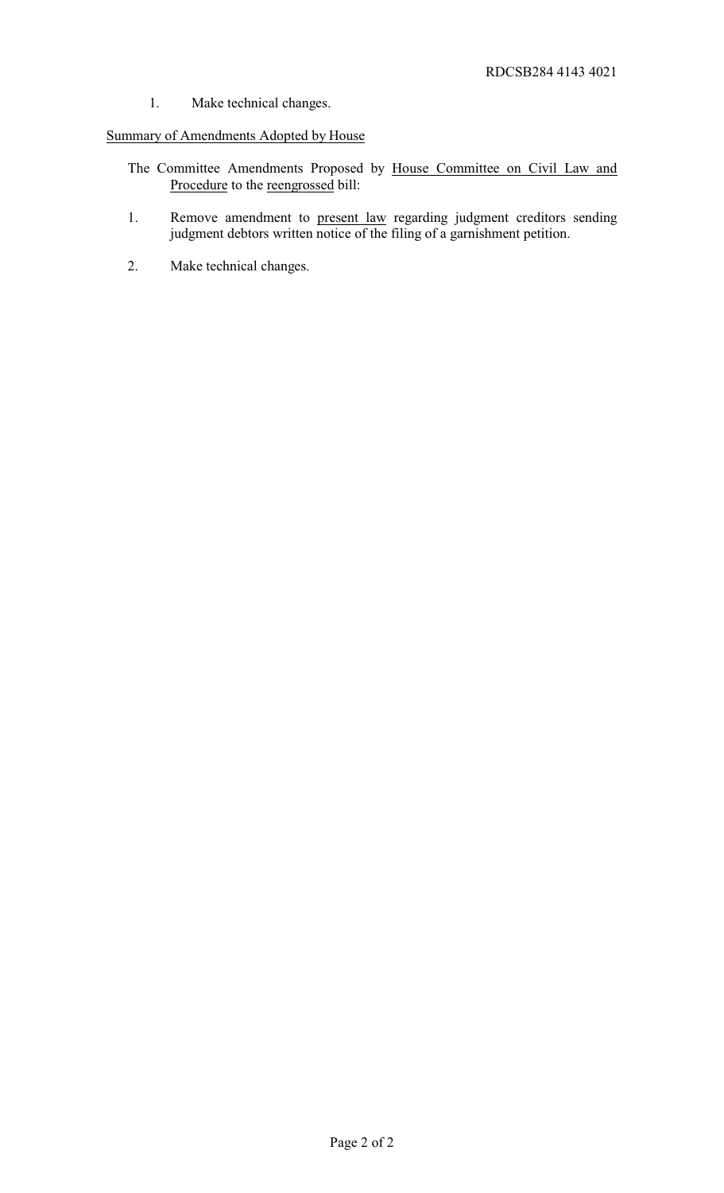1. Make technical changes.

Summary of Amendments Adopted by House

The Committee Amendments Proposed by House Committee on Civil Law and Procedure to the reengrossed bill:

1. Remove amendment to present law regarding judgment creditors sending judgment debtors written notice of the filing of a garnishment petition.

2. Make technical changes.